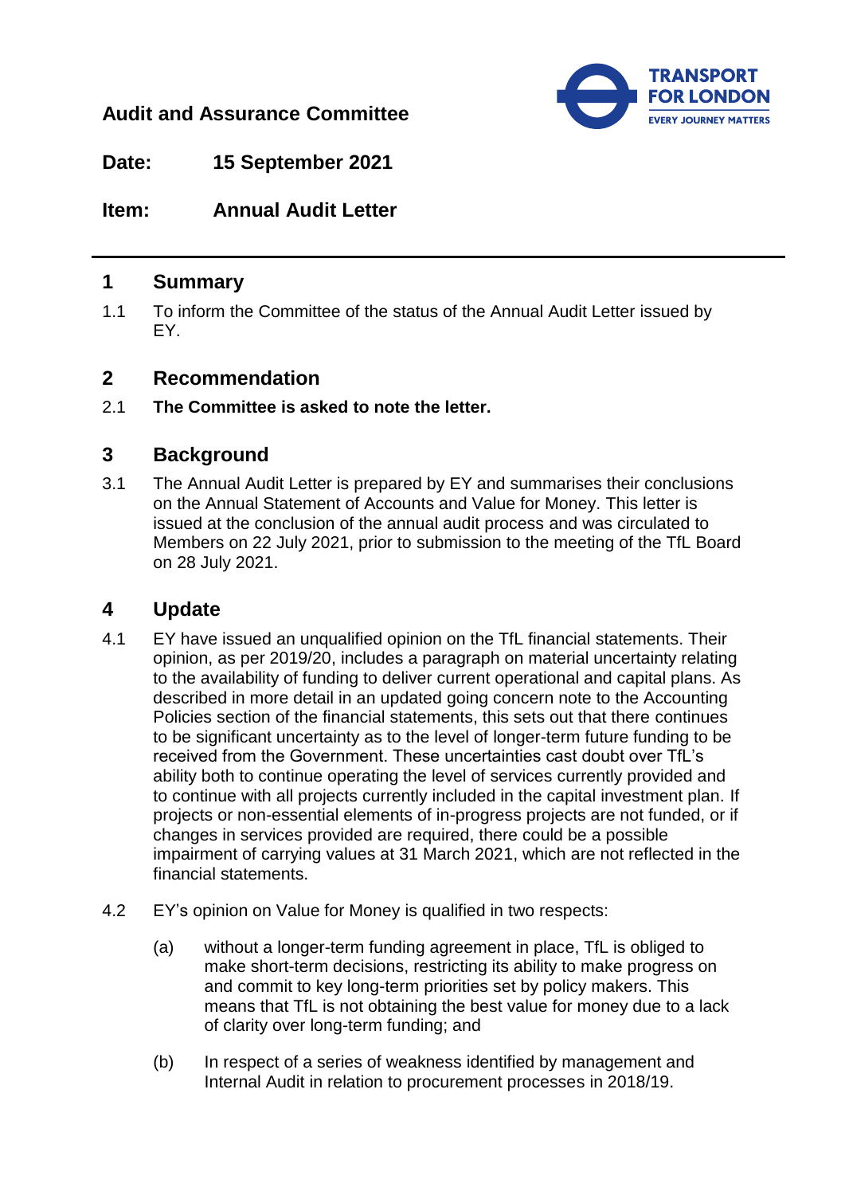**Audit and Assurance Committee**

**Date:** 15 September 2021

**Item:** Annual Audit Letter

---

## 1 Summary

1.1 To inform the Committee of the status of the Annual Audit Letter issued by EY.

## 2 Recommendation

2.1 **The Committee is asked to note the letter.**

## 3 Background

3.1 The Annual Audit Letter is prepared by EY and summarises their conclusions on the Annual Statement of Accounts and Value for Money. This letter is issued at the conclusion of the annual audit process and was circulated to Members on 22 July 2021, prior to submission to the meeting of the TfL Board on 28 July 2021.

## 4 Update

4.1 EY have issued an unqualified opinion on the TfL financial statements. Their opinion, as per 2019/20, includes a paragraph on material uncertainty relating to the availability of funding to deliver current operational and capital plans. As described in more detail in an updated going concern note to the Accounting Policies section of the financial statements, this sets out that there continues to be significant uncertainty as to the level of longer-term future funding to be received from the Government. These uncertainties cast doubt over TfL's ability both to continue operating the level of services currently provided and to continue with all projects currently included in the capital investment plan. If projects or non-essential elements of in-progress projects are not funded, or if changes in services provided are required, there could be a possible impairment of carrying values at 31 March 2021, which are not reflected in the financial statements.

4.2 EY's opinion on Value for Money is qualified in two respects:

(a) without a longer-term funding agreement in place, TfL is obliged to make short-term decisions, restricting its ability to make progress on and commit to key long-term priorities set by policy makers. This means that TfL is not obtaining the best value for money due to a lack of clarity over long-term funding; and

(b) In respect of a series of weakness identified by management and Internal Audit in relation to procurement processes in 2018/19.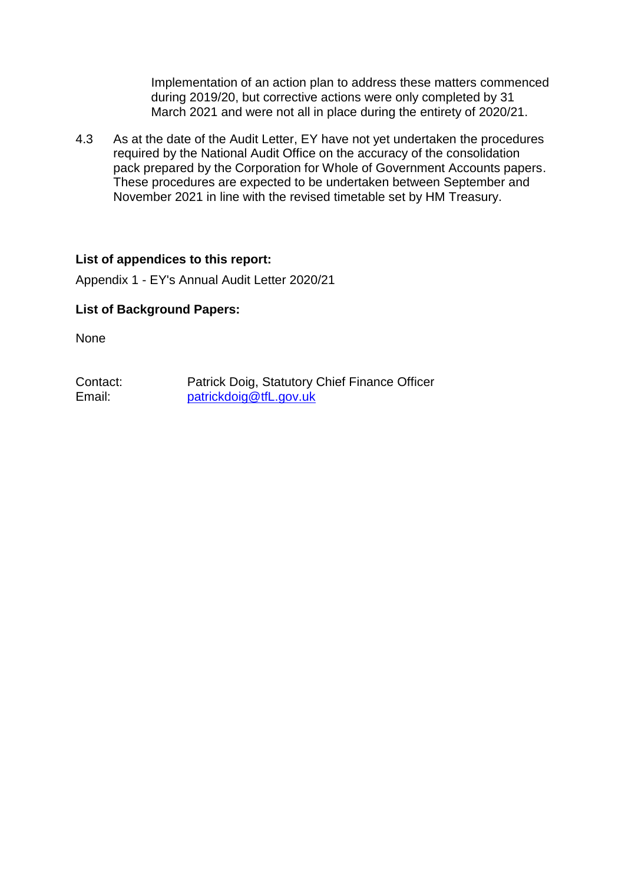Implementation of an action plan to address these matters commenced during 2019/20, but corrective actions were only completed by 31 March 2021 and were not all in place during the entirety of 2020/21.

4.3 As at the date of the Audit Letter, EY have not yet undertaken the procedures required by the National Audit Office on the accuracy of the consolidation pack prepared by the Corporation for Whole of Government Accounts papers. These procedures are expected to be undertaken between September and November 2021 in line with the revised timetable set by HM Treasury.

**List of appendices to this report:**

Appendix 1 - EY's Annual Audit Letter 2020/21

**List of Background Papers:**

None

Contact: Patrick Doig, Statutory Chief Finance Officer
Email: patrickdoig@tfL.gov.uk